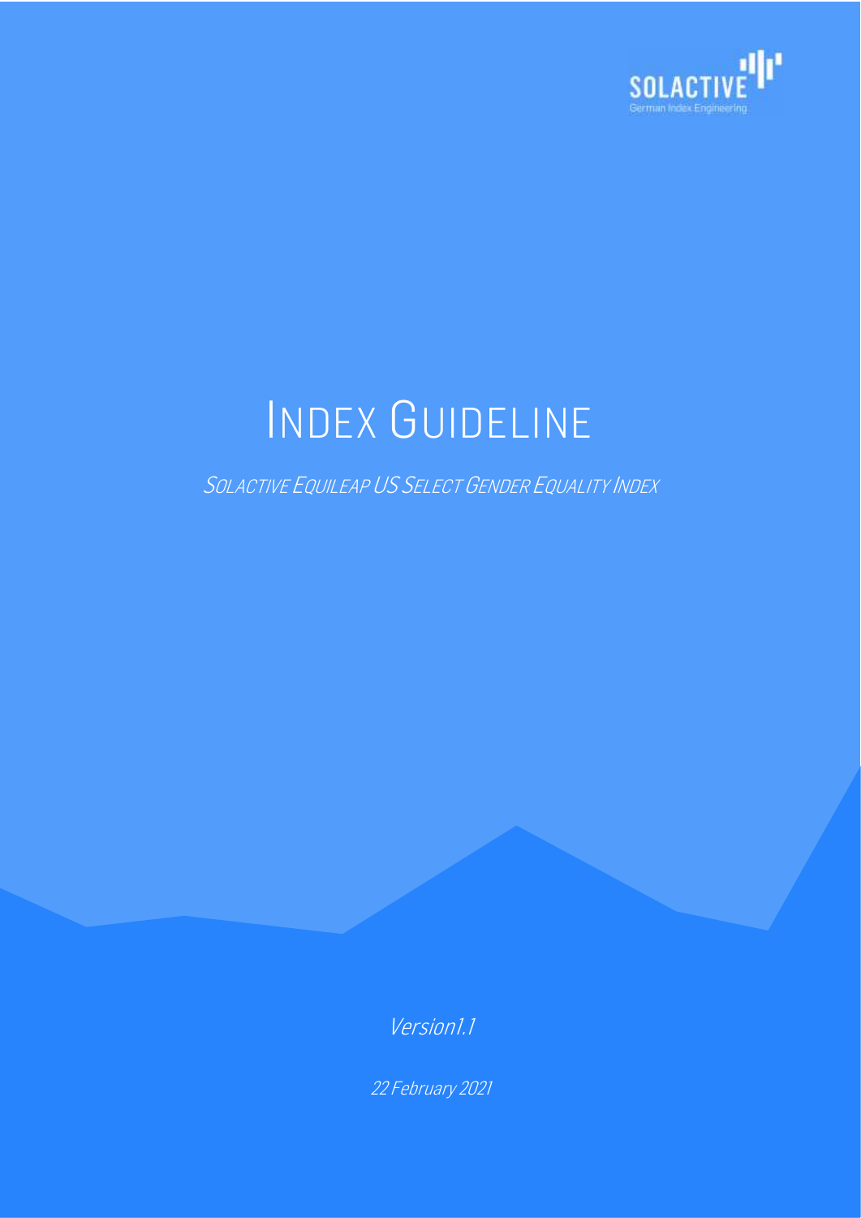# INDEX GUIDELINE

*SOLACTIVE EQUILEAP US SELECT GENDER EQUALITY INDEX*

*Version1.1*

*22 February 2021*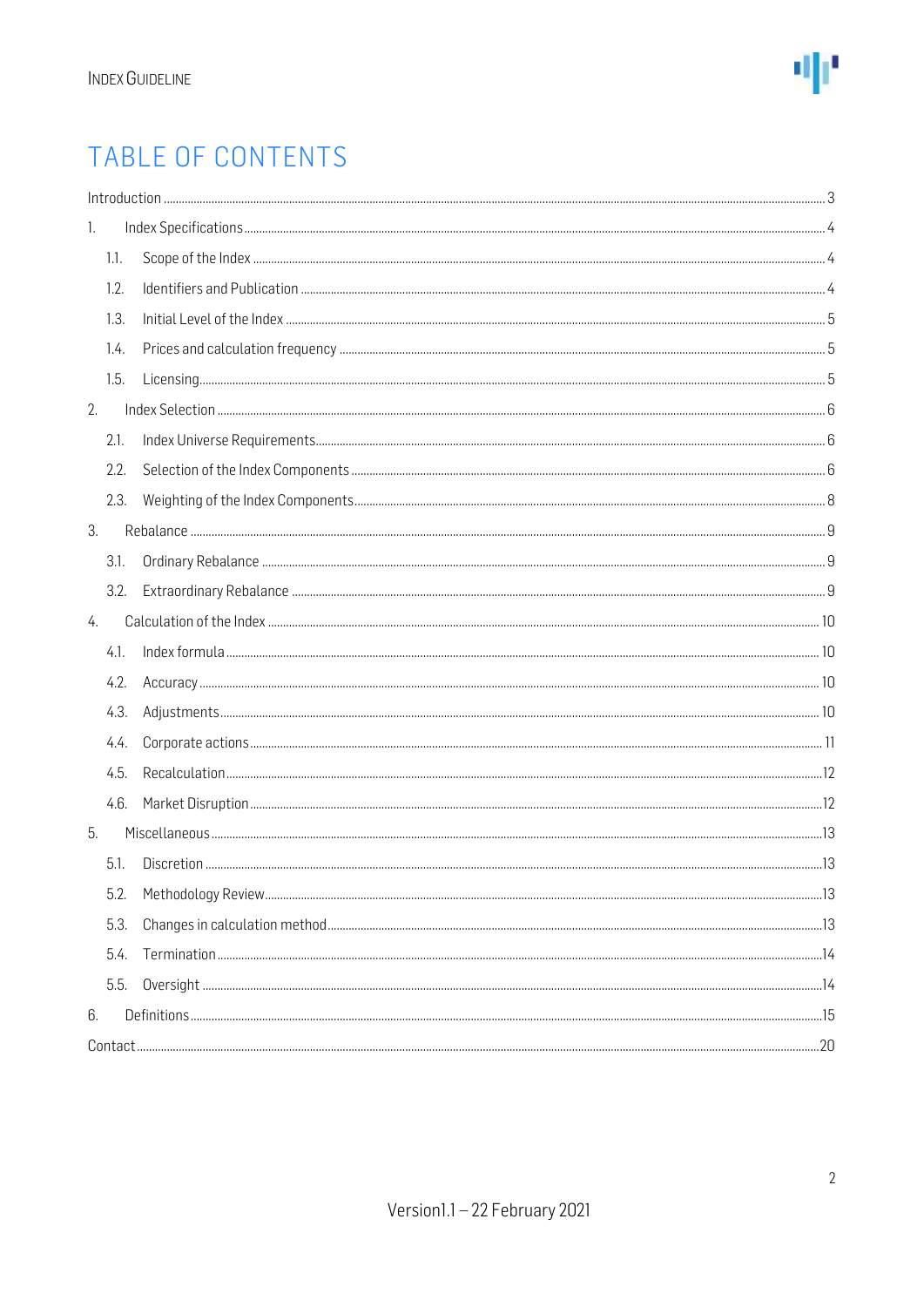# TABLE OF CONTENTS

Introduction ... 3

1. Index Specifications ... 4
   - 1.1. Scope of the Index ... 4
   - 1.2. Identifiers and Publication ... 4
   - 1.3. Initial Level of the Index ... 5
   - 1.4. Prices and calculation frequency ... 5
   - 1.5. Licensing ... 5
2. Index Selection ... 6
   - 2.1. Index Universe Requirements ... 6
   - 2.2. Selection of the Index Components ... 6
   - 2.3. Weighting of the Index Components ... 8
3. Rebalance ... 9
   - 3.1. Ordinary Rebalance ... 9
   - 3.2. Extraordinary Rebalance ... 9
4. Calculation of the Index ... 10
   - 4.1. Index formula ... 10
   - 4.2. Accuracy ... 10
   - 4.3. Adjustments ... 10
   - 4.4. Corporate actions ... 11
   - 4.5. Recalculation ... 12
   - 4.6. Market Disruption ... 12
5. Miscellaneous ... 13
   - 5.1. Discretion ... 13
   - 5.2. Methodology Review ... 13
   - 5.3. Changes in calculation method ... 13
   - 5.4. Termination ... 14
   - 5.5. Oversight ... 14
6. Definitions ... 15

Contact ... 20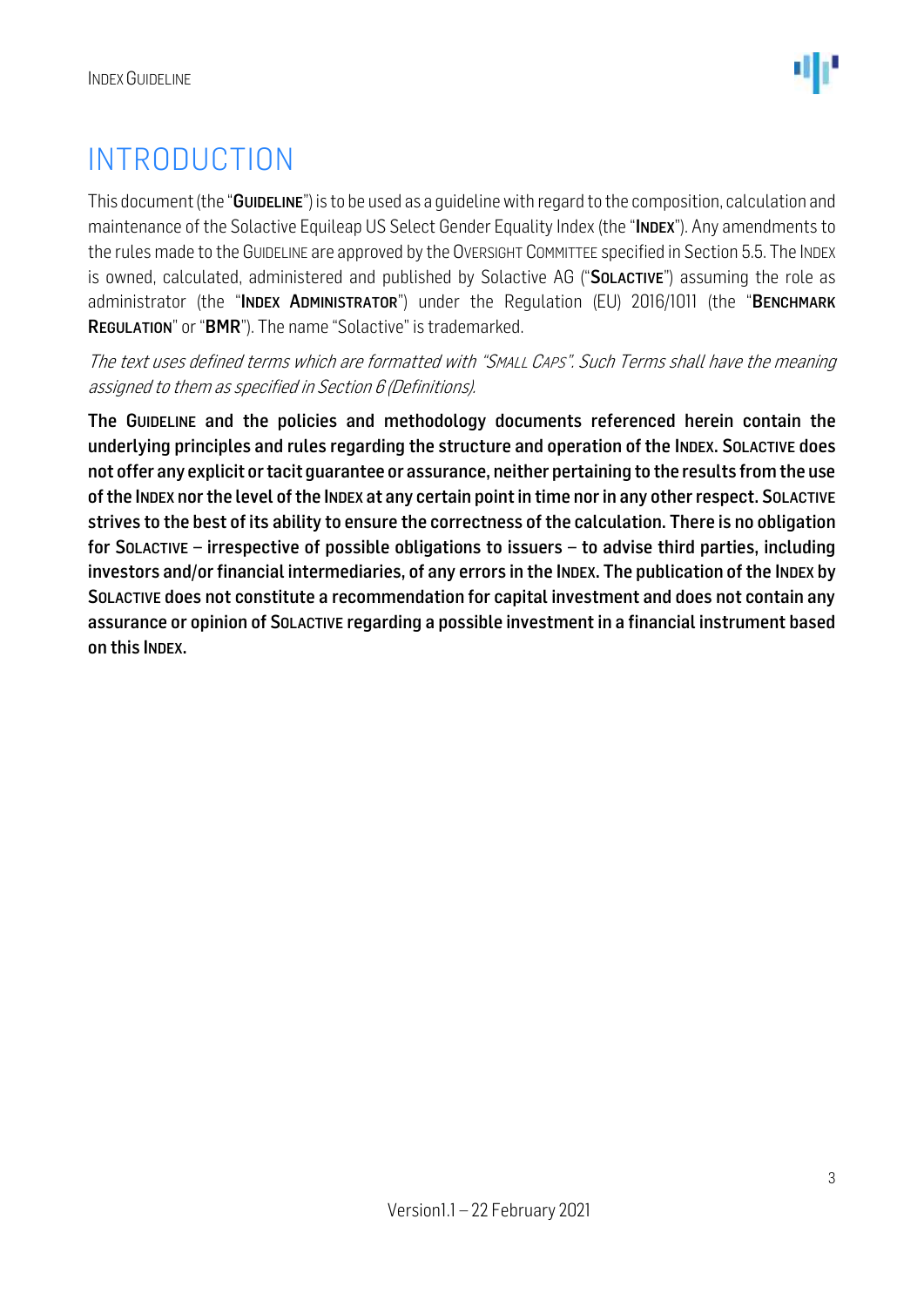# INTRODUCTION

This document (the "**GUIDELINE**") is to be used as a guideline with regard to the composition, calculation and maintenance of the Solactive Equileap US Select Gender Equality Index (the "**INDEX**"). Any amendments to the rules made to the GUIDELINE are approved by the OVERSIGHT COMMITTEE specified in Section 5.5. The INDEX is owned, calculated, administered and published by Solactive AG ("**SOLACTIVE**") assuming the role as administrator (the "**INDEX ADMINISTRATOR**") under the Regulation (EU) 2016/1011 (the "**BENCHMARK REGULATION**" or "**BMR**"). The name "Solactive" is trademarked.

*The text uses defined terms which are formatted with "SMALL CAPS". Such Terms shall have the meaning assigned to them as specified in Section 6 (Definitions).*

**The GUIDELINE and the policies and methodology documents referenced herein contain the underlying principles and rules regarding the structure and operation of the INDEX. SOLACTIVE does not offer any explicit or tacit guarantee or assurance, neither pertaining to the results from the use of the INDEX nor the level of the INDEX at any certain point in time nor in any other respect. SOLACTIVE strives to the best of its ability to ensure the correctness of the calculation. There is no obligation for SOLACTIVE – irrespective of possible obligations to issuers – to advise third parties, including investors and/or financial intermediaries, of any errors in the INDEX. The publication of the INDEX by SOLACTIVE does not constitute a recommendation for capital investment and does not contain any assurance or opinion of SOLACTIVE regarding a possible investment in a financial instrument based on this INDEX.**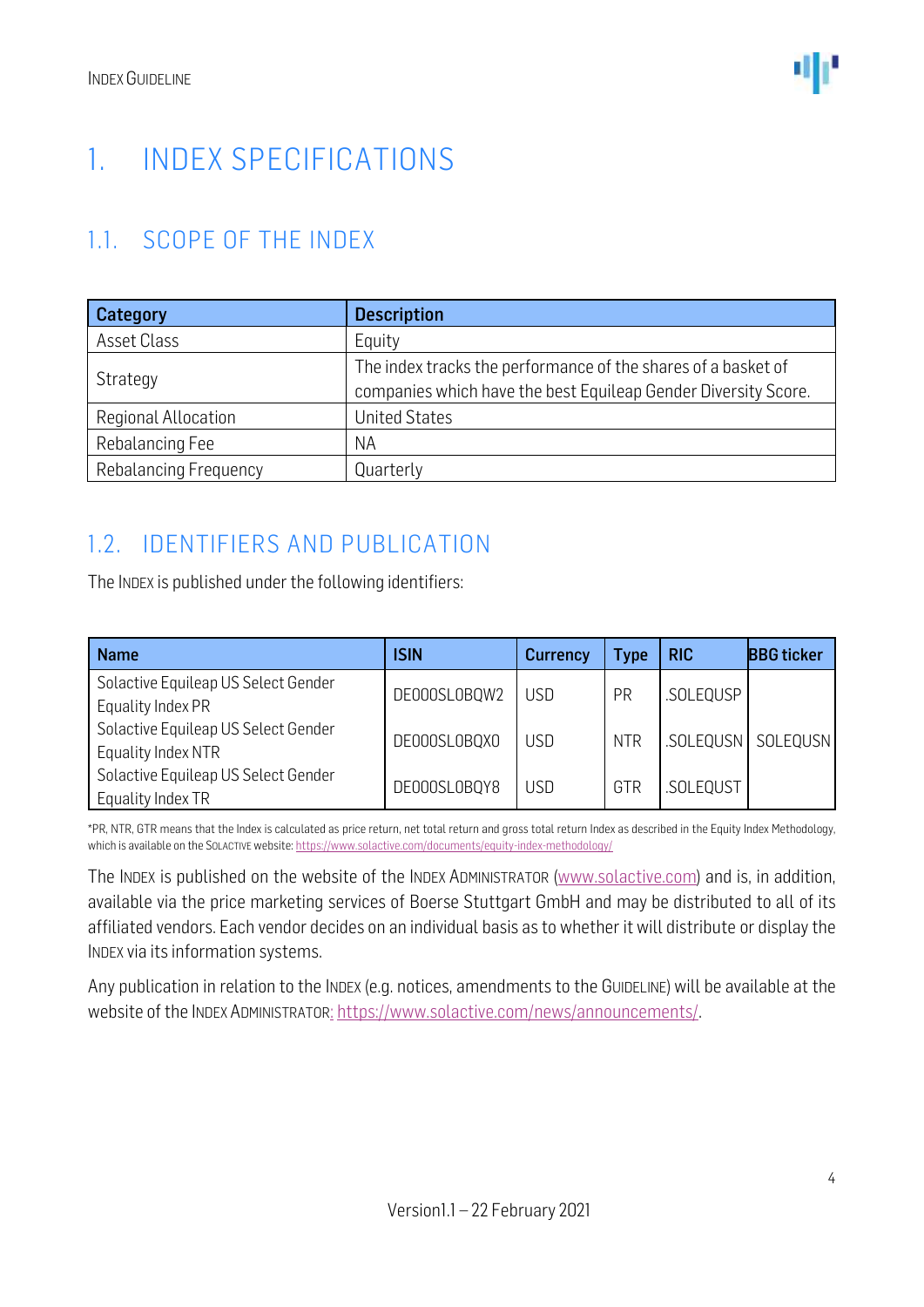# 1. INDEX SPECIFICATIONS

## 1.1. SCOPE OF THE INDEX

| Category | Description |
|---|---|
| Asset Class | Equity |
| Strategy | The index tracks the performance of the shares of a basket of companies which have the best Equileap Gender Diversity Score. |
| Regional Allocation | United States |
| Rebalancing Fee | NA |
| Rebalancing Frequency | Quarterly |

## 1.2. IDENTIFIERS AND PUBLICATION

The INDEX is published under the following identifiers:

| Name | ISIN | Currency | Type | RIC | BBG ticker |
|---|---|---|---|---|---|
| Solactive Equileap US Select Gender Equality Index PR | DE000SL0BQW2 | USD | PR | .SOLEQUSP | |
| Solactive Equileap US Select Gender Equality Index NTR | DE000SL0BQX0 | USD | NTR | .SOLEQUSN | SOLEQUSN |
| Solactive Equileap US Select Gender Equality Index TR | DE000SL0BQY8 | USD | GTR | .SOLEQUST | |

*PR, NTR, GTR means that the Index is calculated as price return, net total return and gross total return Index as described in the Equity Index Methodology, which is available on the SOLACTIVE website: https://www.solactive.com/documents/equity-index-methodology/

The INDEX is published on the website of the INDEX ADMINISTRATOR (www.solactive.com) and is, in addition, available via the price marketing services of Boerse Stuttgart GmbH and may be distributed to all of its affiliated vendors. Each vendor decides on an individual basis as to whether it will distribute or display the INDEX via its information systems.

Any publication in relation to the INDEX (e.g. notices, amendments to the GUIDELINE) will be available at the website of the INDEX ADMINISTRATOR: https://www.solactive.com/news/announcements/.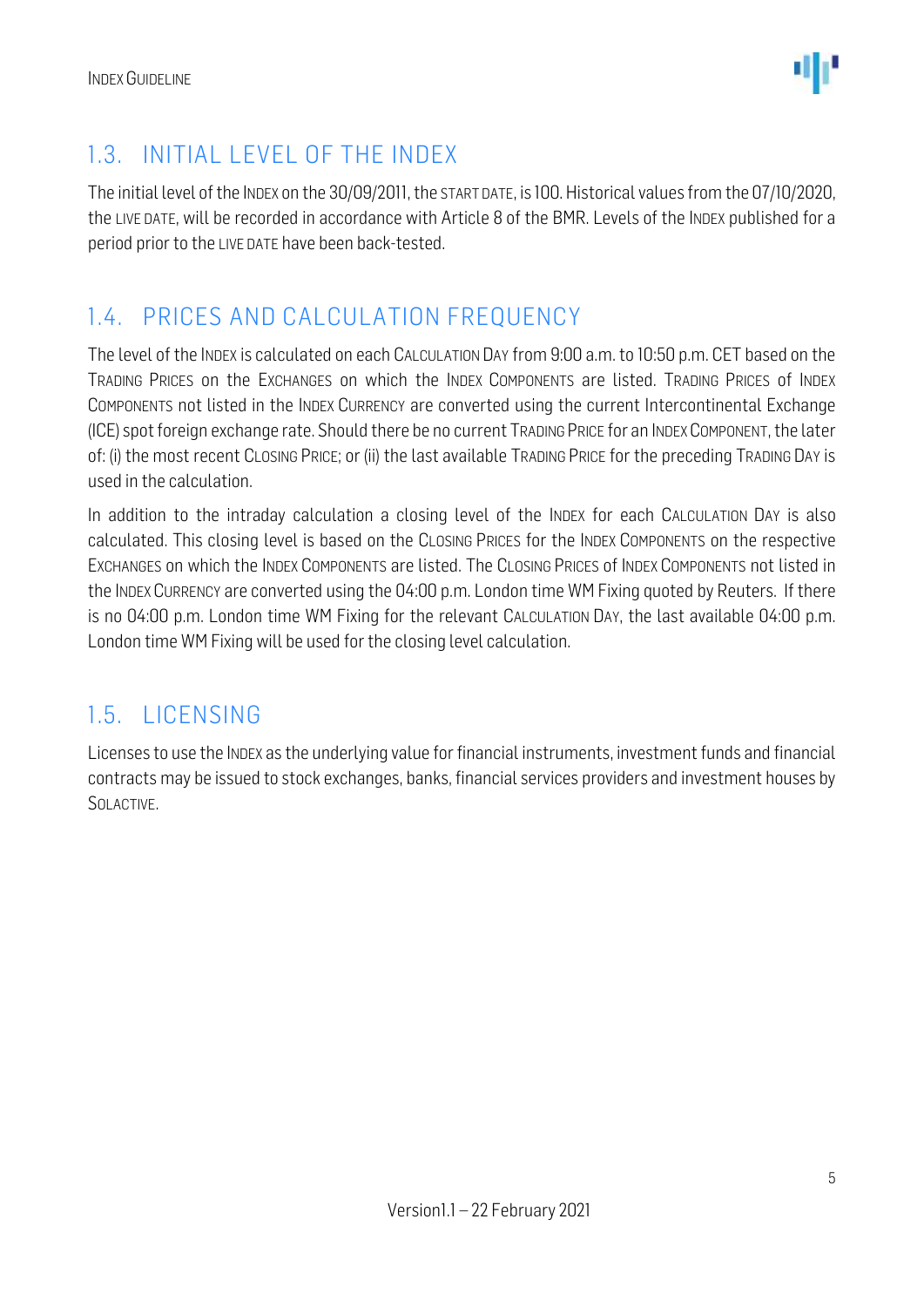## 1.3. INITIAL LEVEL OF THE INDEX

The initial level of the INDEX on the 30/09/2011, the START DATE, is 100. Historical values from the 07/10/2020, the LIVE DATE, will be recorded in accordance with Article 8 of the BMR. Levels of the INDEX published for a period prior to the LIVE DATE have been back-tested.

## 1.4. PRICES AND CALCULATION FREQUENCY

The level of the INDEX is calculated on each CALCULATION DAY from 9:00 a.m. to 10:50 p.m. CET based on the TRADING PRICES on the EXCHANGES on which the INDEX COMPONENTS are listed. TRADING PRICES of INDEX COMPONENTS not listed in the INDEX CURRENCY are converted using the current Intercontinental Exchange (ICE) spot foreign exchange rate. Should there be no current TRADING PRICE for an INDEX COMPONENT, the later of: (i) the most recent CLOSING PRICE; or (ii) the last available TRADING PRICE for the preceding TRADING DAY is used in the calculation.

In addition to the intraday calculation a closing level of the INDEX for each CALCULATION DAY is also calculated. This closing level is based on the CLOSING PRICES for the INDEX COMPONENTS on the respective EXCHANGES on which the INDEX COMPONENTS are listed. The CLOSING PRICES of INDEX COMPONENTS not listed in the INDEX CURRENCY are converted using the 04:00 p.m. London time WM Fixing quoted by Reuters. If there is no 04:00 p.m. London time WM Fixing for the relevant CALCULATION DAY, the last available 04:00 p.m. London time WM Fixing will be used for the closing level calculation.

## 1.5. LICENSING

Licenses to use the INDEX as the underlying value for financial instruments, investment funds and financial contracts may be issued to stock exchanges, banks, financial services providers and investment houses by SOLACTIVE.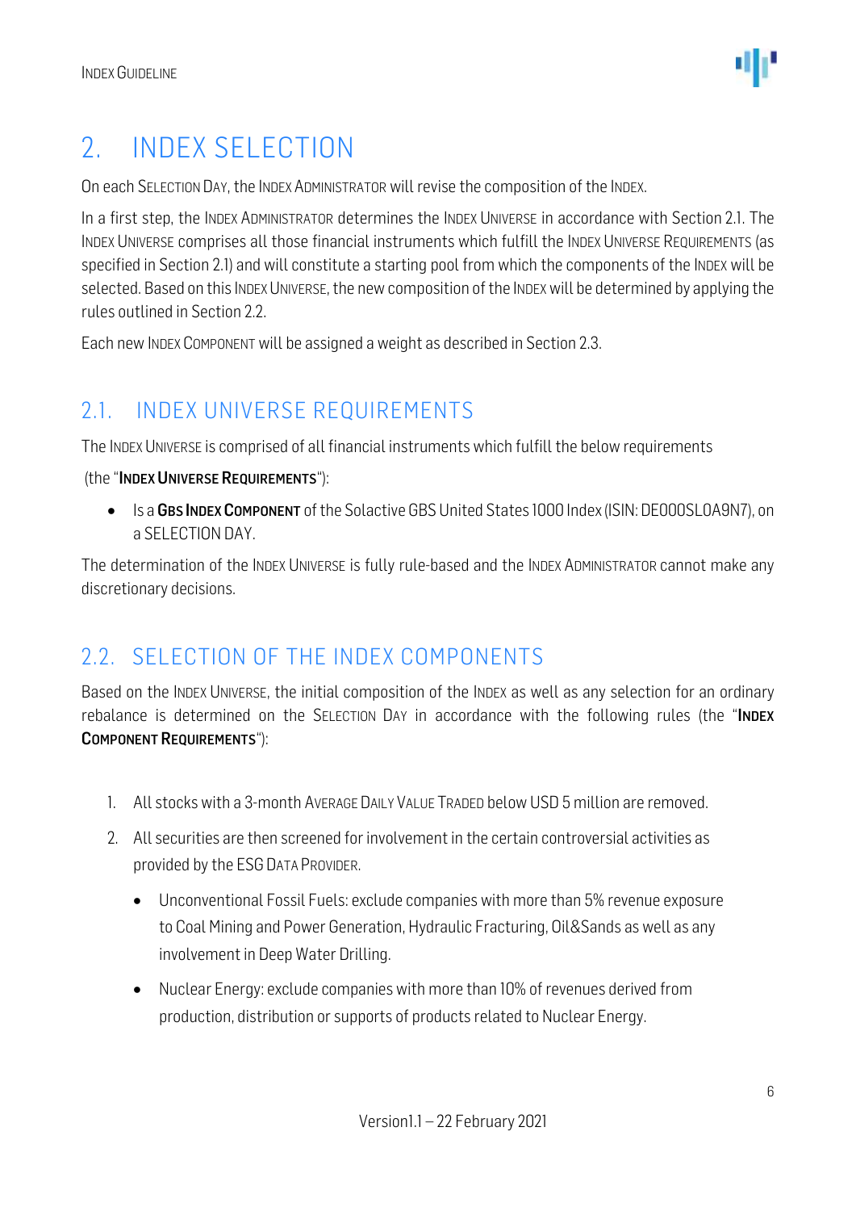# 2. INDEX SELECTION

On each SELECTION DAY, the INDEX ADMINISTRATOR will revise the composition of the INDEX.

In a first step, the INDEX ADMINISTRATOR determines the INDEX UNIVERSE in accordance with Section 2.1. The INDEX UNIVERSE comprises all those financial instruments which fulfill the INDEX UNIVERSE REQUIREMENTS (as specified in Section 2.1) and will constitute a starting pool from which the components of the INDEX will be selected. Based on this INDEX UNIVERSE, the new composition of the INDEX will be determined by applying the rules outlined in Section 2.2.

Each new INDEX COMPONENT will be assigned a weight as described in Section 2.3.

## 2.1. INDEX UNIVERSE REQUIREMENTS

The INDEX UNIVERSE is comprised of all financial instruments which fulfill the below requirements

(the "**INDEX UNIVERSE REQUIREMENTS**"):

- Is a **GBS INDEX COMPONENT** of the Solactive GBS United States 1000 Index (ISIN: DE000SLOA9N7), on a SELECTION DAY.

The determination of the INDEX UNIVERSE is fully rule-based and the INDEX ADMINISTRATOR cannot make any discretionary decisions.

## 2.2. SELECTION OF THE INDEX COMPONENTS

Based on the INDEX UNIVERSE, the initial composition of the INDEX as well as any selection for an ordinary rebalance is determined on the SELECTION DAY in accordance with the following rules (the "**INDEX COMPONENT REQUIREMENTS**"):

1. All stocks with a 3-month AVERAGE DAILY VALUE TRADED below USD 5 million are removed.
2. All securities are then screened for involvement in the certain controversial activities as provided by the ESG DATA PROVIDER.
   - Unconventional Fossil Fuels: exclude companies with more than 5% revenue exposure to Coal Mining and Power Generation, Hydraulic Fracturing, Oil&Sands as well as any involvement in Deep Water Drilling.
   - Nuclear Energy: exclude companies with more than 10% of revenues derived from production, distribution or supports of products related to Nuclear Energy.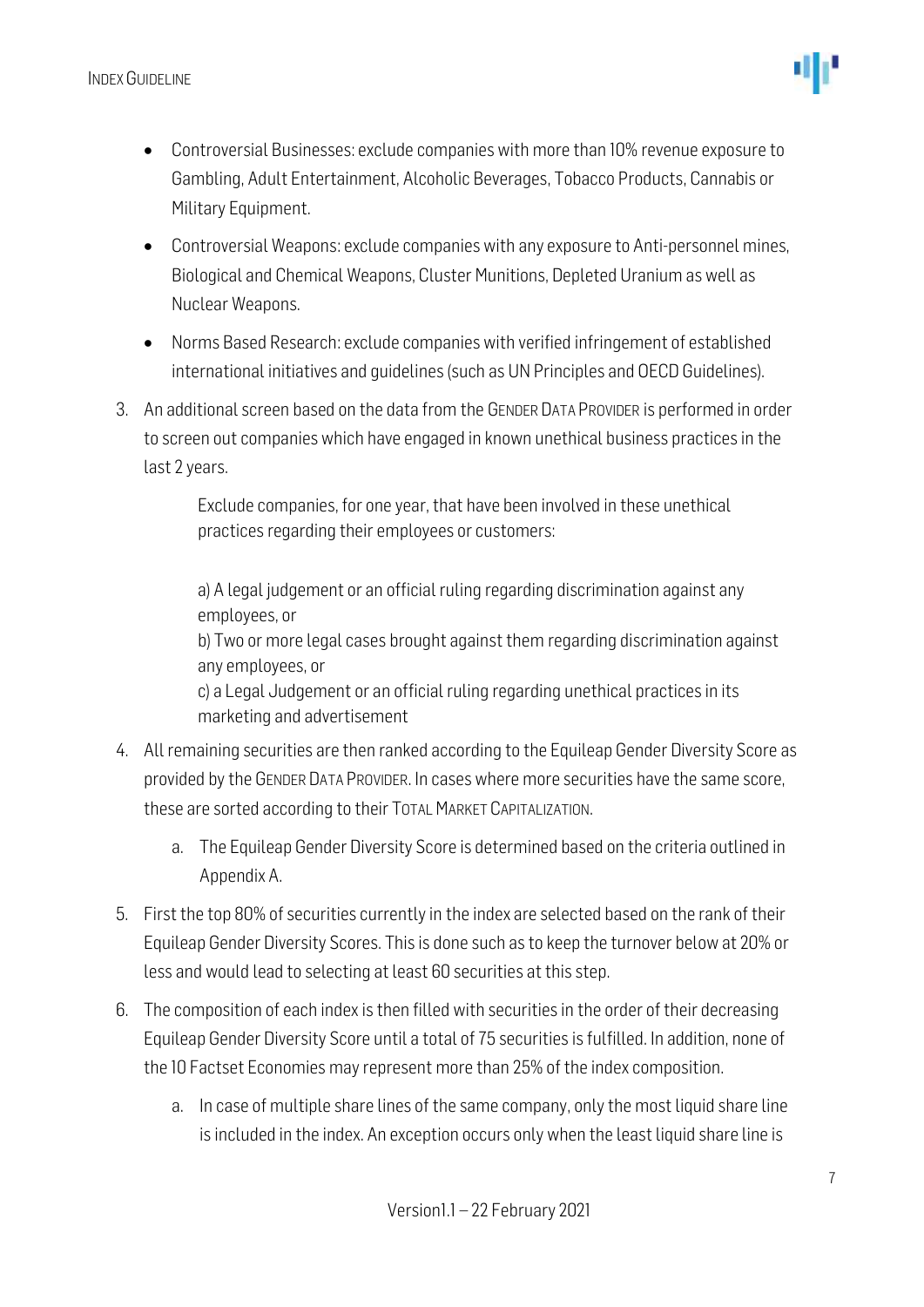- Controversial Businesses: exclude companies with more than 10% revenue exposure to Gambling, Adult Entertainment, Alcoholic Beverages, Tobacco Products, Cannabis or Military Equipment.
- Controversial Weapons: exclude companies with any exposure to Anti-personnel mines, Biological and Chemical Weapons, Cluster Munitions, Depleted Uranium as well as Nuclear Weapons.
- Norms Based Research: exclude companies with verified infringement of established international initiatives and guidelines (such as UN Principles and OECD Guidelines).

3. An additional screen based on the data from the GENDER DATA PROVIDER is performed in order to screen out companies which have engaged in known unethical business practices in the last 2 years.

   Exclude companies, for one year, that have been involved in these unethical practices regarding their employees or customers:

   a) A legal judgement or an official ruling regarding discrimination against any employees, or
   b) Two or more legal cases brought against them regarding discrimination against any employees, or
   c) a Legal Judgement or an official ruling regarding unethical practices in its marketing and advertisement

4. All remaining securities are then ranked according to the Equileap Gender Diversity Score as provided by the GENDER DATA PROVIDER. In cases where more securities have the same score, these are sorted according to their TOTAL MARKET CAPITALIZATION.

   a. The Equileap Gender Diversity Score is determined based on the criteria outlined in Appendix A.

5. First the top 80% of securities currently in the index are selected based on the rank of their Equileap Gender Diversity Scores. This is done such as to keep the turnover below at 20% or less and would lead to selecting at least 60 securities at this step.

6. The composition of each index is then filled with securities in the order of their decreasing Equileap Gender Diversity Score until a total of 75 securities is fulfilled. In addition, none of the 10 Factset Economies may represent more than 25% of the index composition.

   a. In case of multiple share lines of the same company, only the most liquid share line is included in the index. An exception occurs only when the least liquid share line is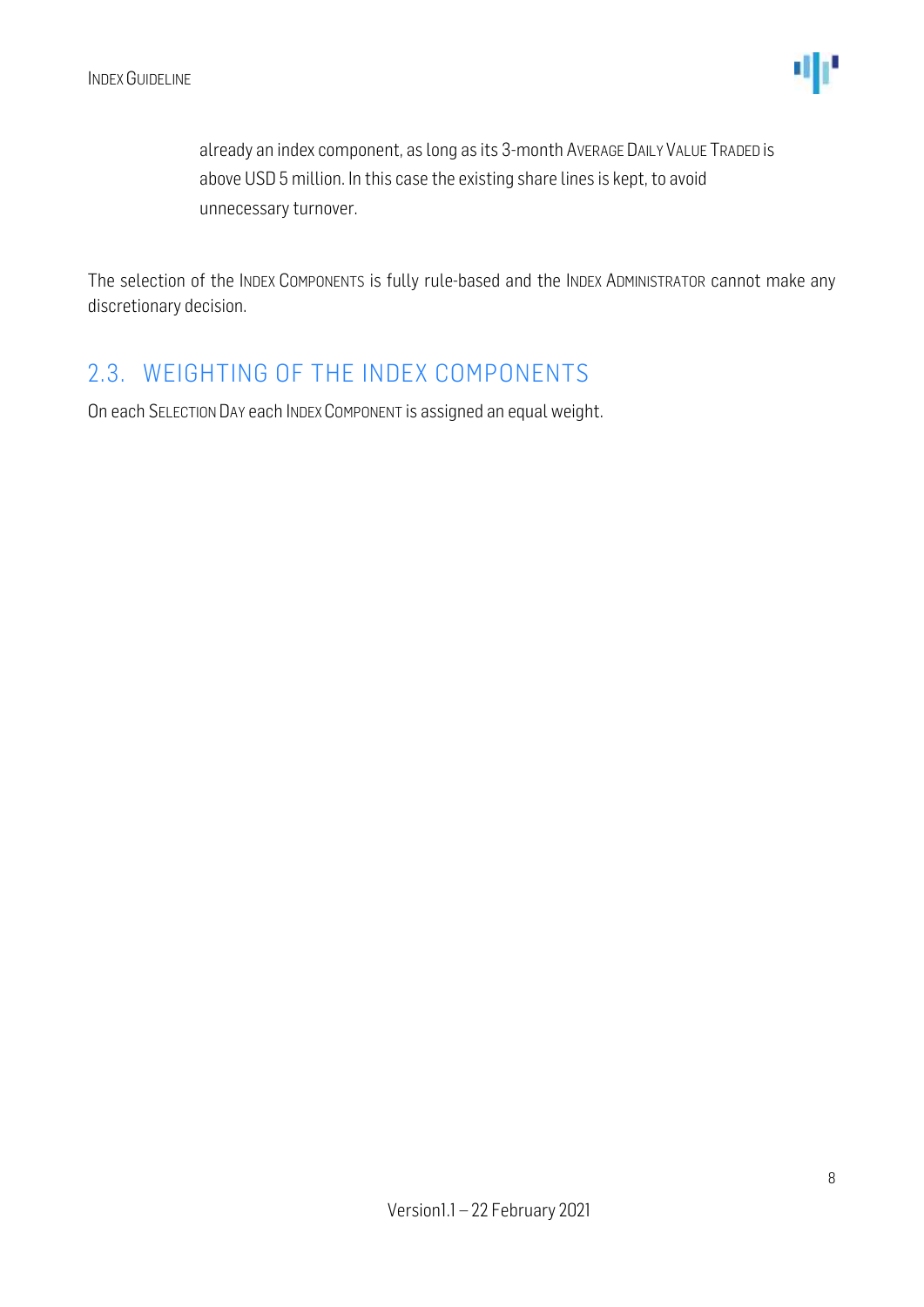already an index component, as long as its 3-month AVERAGE DAILY VALUE TRADED is above USD 5 million. In this case the existing share lines is kept, to avoid unnecessary turnover.

The selection of the INDEX COMPONENTS is fully rule-based and the INDEX ADMINISTRATOR cannot make any discretionary decision.

## 2.3. WEIGHTING OF THE INDEX COMPONENTS

On each SELECTION DAY each INDEX COMPONENT is assigned an equal weight.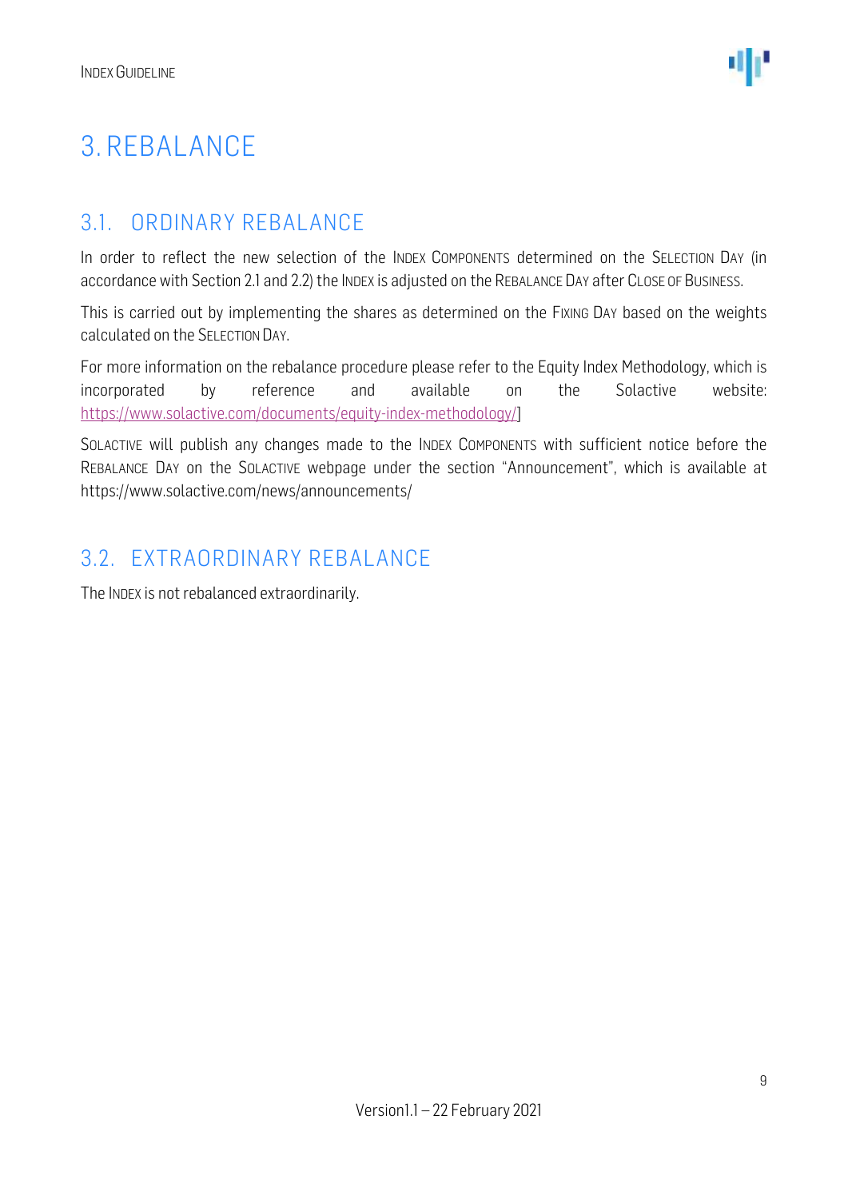# 3. REBALANCE

## 3.1. ORDINARY REBALANCE

In order to reflect the new selection of the INDEX COMPONENTS determined on the SELECTION DAY (in accordance with Section 2.1 and 2.2) the INDEX is adjusted on the REBALANCE DAY after CLOSE OF BUSINESS.

This is carried out by implementing the shares as determined on the FIXING DAY based on the weights calculated on the SELECTION DAY.

For more information on the rebalance procedure please refer to the Equity Index Methodology, which is incorporated by reference and available on the Solactive website: https://www.solactive.com/documents/equity-index-methodology/]

SOLACTIVE will publish any changes made to the INDEX COMPONENTS with sufficient notice before the REBALANCE DAY on the SOLACTIVE webpage under the section "Announcement", which is available at https://www.solactive.com/news/announcements/

## 3.2. EXTRAORDINARY REBALANCE

The INDEX is not rebalanced extraordinarily.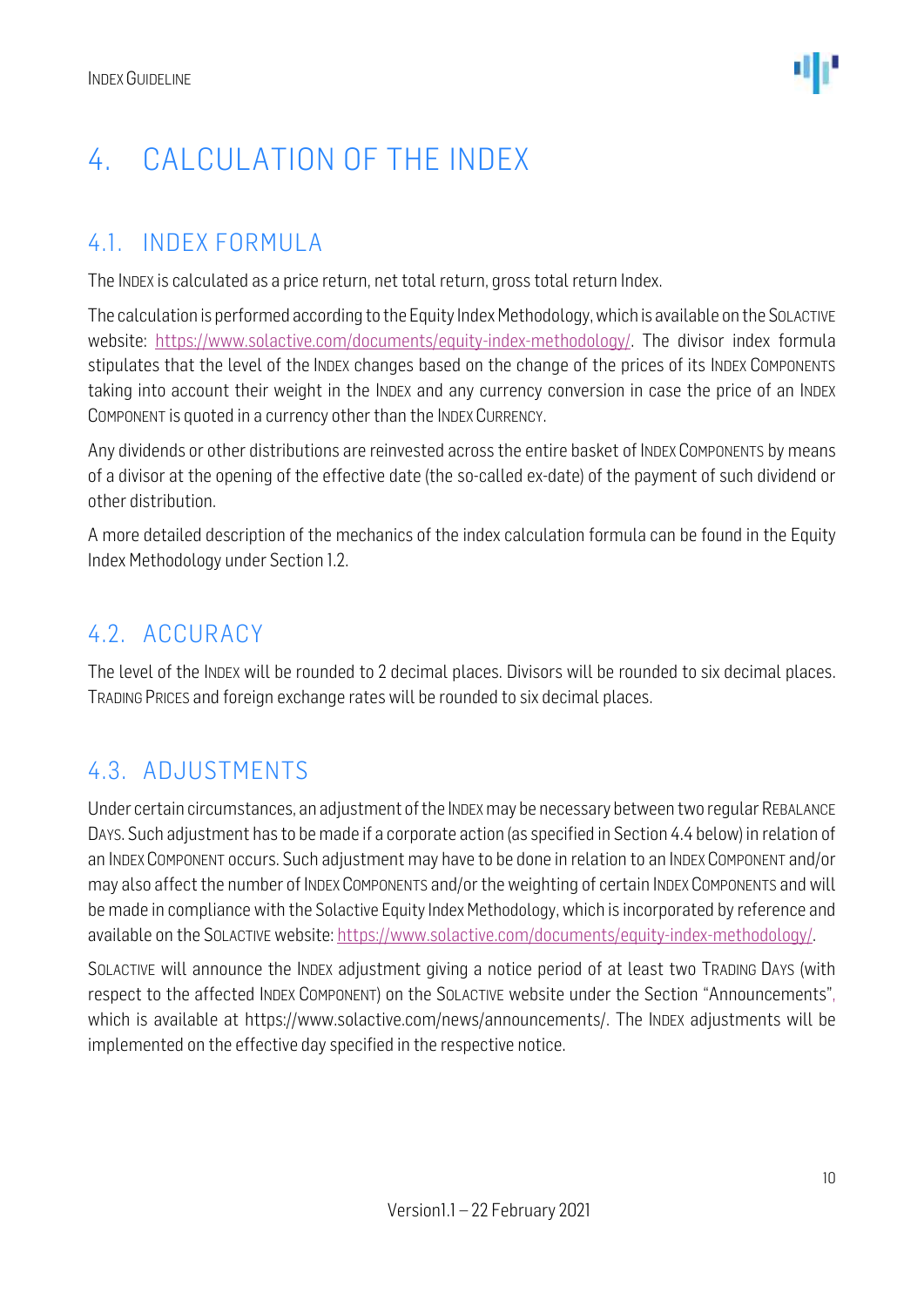# 4. CALCULATION OF THE INDEX

## 4.1. INDEX FORMULA

The INDEX is calculated as a price return, net total return, gross total return Index.

The calculation is performed according to the Equity Index Methodology, which is available on the SOLACTIVE website: https://www.solactive.com/documents/equity-index-methodology/. The divisor index formula stipulates that the level of the INDEX changes based on the change of the prices of its INDEX COMPONENTS taking into account their weight in the INDEX and any currency conversion in case the price of an INDEX COMPONENT is quoted in a currency other than the INDEX CURRENCY.

Any dividends or other distributions are reinvested across the entire basket of INDEX COMPONENTS by means of a divisor at the opening of the effective date (the so-called ex-date) of the payment of such dividend or other distribution.

A more detailed description of the mechanics of the index calculation formula can be found in the Equity Index Methodology under Section 1.2.

## 4.2. ACCURACY

The level of the INDEX will be rounded to 2 decimal places. Divisors will be rounded to six decimal places. TRADING PRICES and foreign exchange rates will be rounded to six decimal places.

## 4.3. ADJUSTMENTS

Under certain circumstances, an adjustment of the INDEX may be necessary between two regular REBALANCE DAYS. Such adjustment has to be made if a corporate action (as specified in Section 4.4 below) in relation of an INDEX COMPONENT occurs. Such adjustment may have to be done in relation to an INDEX COMPONENT and/or may also affect the number of INDEX COMPONENTS and/or the weighting of certain INDEX COMPONENTS and will be made in compliance with the Solactive Equity Index Methodology, which is incorporated by reference and available on the SOLACTIVE website: https://www.solactive.com/documents/equity-index-methodology/.

SOLACTIVE will announce the INDEX adjustment giving a notice period of at least two TRADING DAYS (with respect to the affected INDEX COMPONENT) on the SOLACTIVE website under the Section "Announcements", which is available at https://www.solactive.com/news/announcements/. The INDEX adjustments will be implemented on the effective day specified in the respective notice.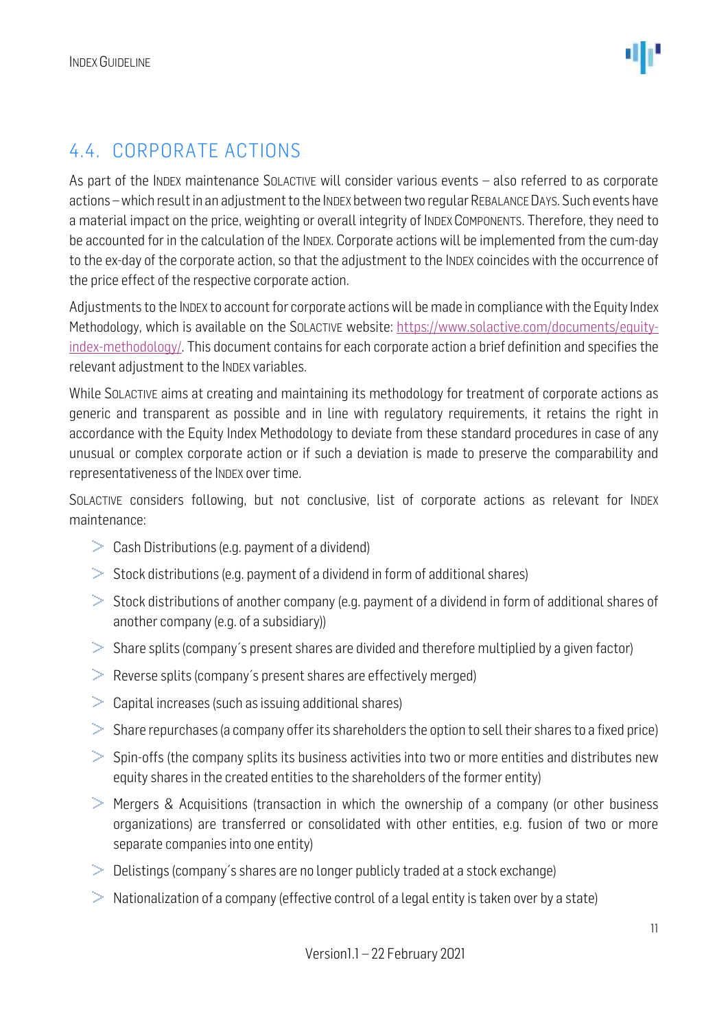## 4.4. CORPORATE ACTIONS

As part of the INDEX maintenance SOLACTIVE will consider various events – also referred to as corporate actions – which result in an adjustment to the INDEX between two regular REBALANCE DAYS. Such events have a material impact on the price, weighting or overall integrity of INDEX COMPONENTS. Therefore, they need to be accounted for in the calculation of the INDEX. Corporate actions will be implemented from the cum-day to the ex-day of the corporate action, so that the adjustment to the INDEX coincides with the occurrence of the price effect of the respective corporate action.

Adjustments to the INDEX to account for corporate actions will be made in compliance with the Equity Index Methodology, which is available on the SOLACTIVE website: [https://www.solactive.com/documents/equity-index-methodology/](https://www.solactive.com/documents/equity-index-methodology/). This document contains for each corporate action a brief definition and specifies the relevant adjustment to the INDEX variables.

While SOLACTIVE aims at creating and maintaining its methodology for treatment of corporate actions as generic and transparent as possible and in line with regulatory requirements, it retains the right in accordance with the Equity Index Methodology to deviate from these standard procedures in case of any unusual or complex corporate action or if such a deviation is made to preserve the comparability and representativeness of the INDEX over time.

SOLACTIVE considers following, but not conclusive, list of corporate actions as relevant for INDEX maintenance:

- Cash Distributions (e.g. payment of a dividend)
- Stock distributions (e.g. payment of a dividend in form of additional shares)
- Stock distributions of another company (e.g. payment of a dividend in form of additional shares of another company (e.g. of a subsidiary))
- Share splits (company´s present shares are divided and therefore multiplied by a given factor)
- Reverse splits (company´s present shares are effectively merged)
- Capital increases (such as issuing additional shares)
- Share repurchases (a company offer its shareholders the option to sell their shares to a fixed price)
- Spin-offs (the company splits its business activities into two or more entities and distributes new equity shares in the created entities to the shareholders of the former entity)
- Mergers & Acquisitions (transaction in which the ownership of a company (or other business organizations) are transferred or consolidated with other entities, e.g. fusion of two or more separate companies into one entity)
- Delistings (company´s shares are no longer publicly traded at a stock exchange)
- Nationalization of a company (effective control of a legal entity is taken over by a state)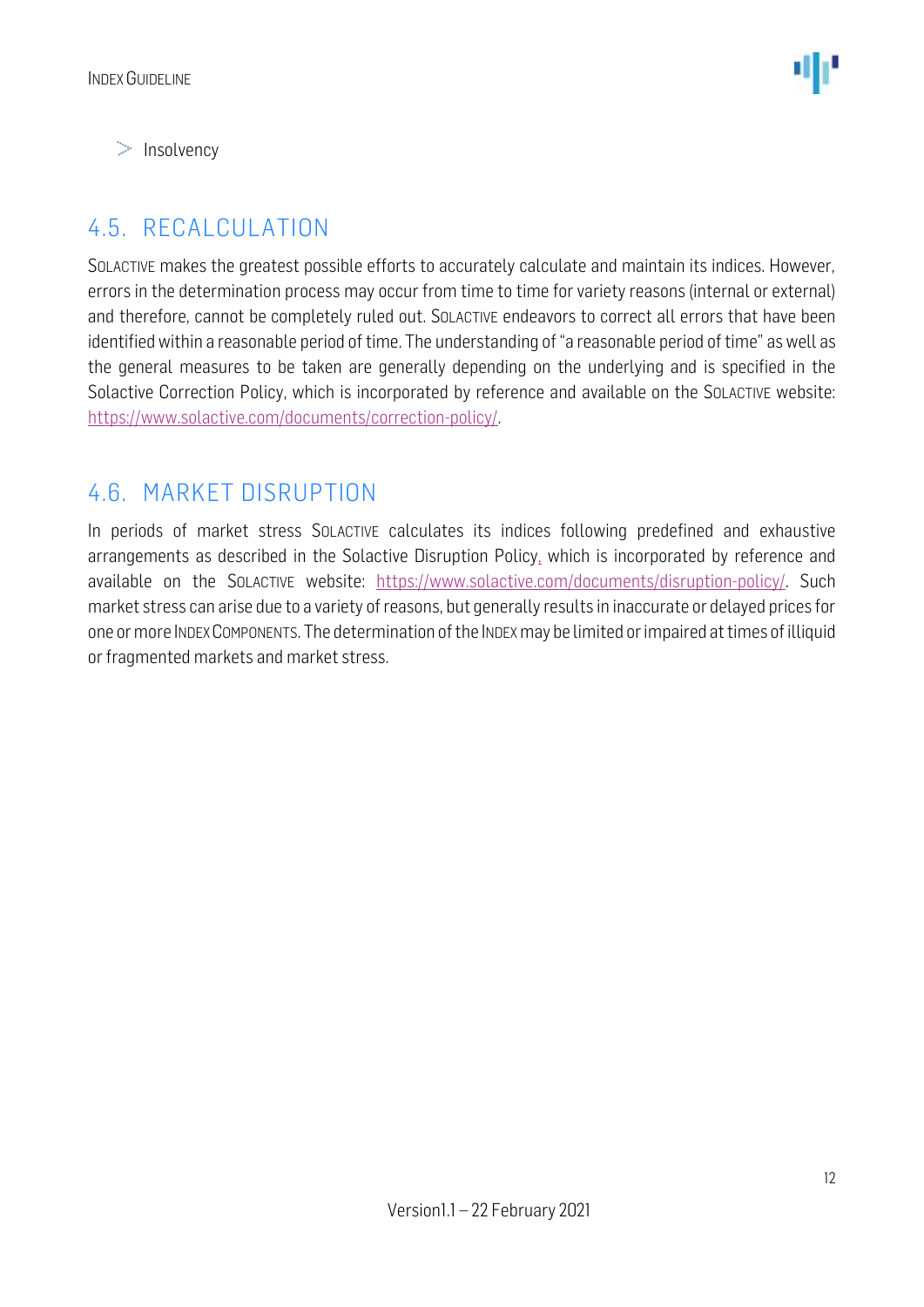- Insolvency

## 4.5. RECALCULATION

SOLACTIVE makes the greatest possible efforts to accurately calculate and maintain its indices. However, errors in the determination process may occur from time to time for variety reasons (internal or external) and therefore, cannot be completely ruled out. SOLACTIVE endeavors to correct all errors that have been identified within a reasonable period of time. The understanding of "a reasonable period of time" as well as the general measures to be taken are generally depending on the underlying and is specified in the Solactive Correction Policy, which is incorporated by reference and available on the SOLACTIVE website: https://www.solactive.com/documents/correction-policy/.

## 4.6. MARKET DISRUPTION

In periods of market stress SOLACTIVE calculates its indices following predefined and exhaustive arrangements as described in the Solactive Disruption Policy, which is incorporated by reference and available on the SOLACTIVE website: https://www.solactive.com/documents/disruption-policy/. Such market stress can arise due to a variety of reasons, but generally results in inaccurate or delayed prices for one or more INDEX COMPONENTS. The determination of the INDEX may be limited or impaired at times of illiquid or fragmented markets and market stress.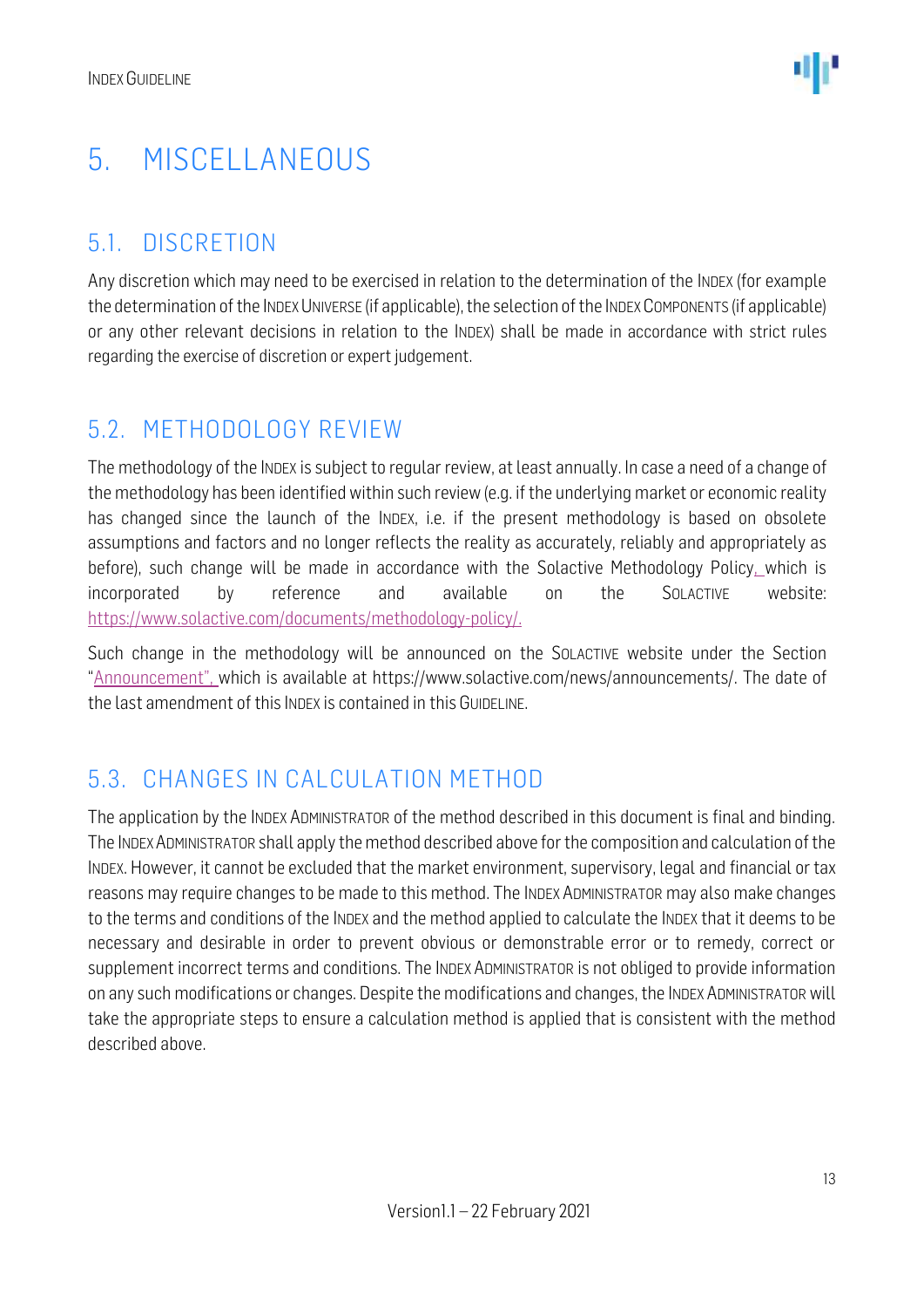# 5. MISCELLANEOUS

## 5.1. DISCRETION

Any discretion which may need to be exercised in relation to the determination of the INDEX (for example the determination of the INDEX UNIVERSE (if applicable), the selection of the INDEX COMPONENTS (if applicable) or any other relevant decisions in relation to the INDEX) shall be made in accordance with strict rules regarding the exercise of discretion or expert judgement.

## 5.2. METHODOLOGY REVIEW

The methodology of the INDEX is subject to regular review, at least annually. In case a need of a change of the methodology has been identified within such review (e.g. if the underlying market or economic reality has changed since the launch of the INDEX, i.e. if the present methodology is based on obsolete assumptions and factors and no longer reflects the reality as accurately, reliably and appropriately as before), such change will be made in accordance with the Solactive Methodology Policy, which is incorporated by reference and available on the SOLACTIVE website: https://www.solactive.com/documents/methodology-policy/.

Such change in the methodology will be announced on the SOLACTIVE website under the Section "Announcement", which is available at https://www.solactive.com/news/announcements/. The date of the last amendment of this INDEX is contained in this GUIDELINE.

## 5.3. CHANGES IN CALCULATION METHOD

The application by the INDEX ADMINISTRATOR of the method described in this document is final and binding. The INDEX ADMINISTRATOR shall apply the method described above for the composition and calculation of the INDEX. However, it cannot be excluded that the market environment, supervisory, legal and financial or tax reasons may require changes to be made to this method. The INDEX ADMINISTRATOR may also make changes to the terms and conditions of the INDEX and the method applied to calculate the INDEX that it deems to be necessary and desirable in order to prevent obvious or demonstrable error or to remedy, correct or supplement incorrect terms and conditions. The INDEX ADMINISTRATOR is not obliged to provide information on any such modifications or changes. Despite the modifications and changes, the INDEX ADMINISTRATOR will take the appropriate steps to ensure a calculation method is applied that is consistent with the method described above.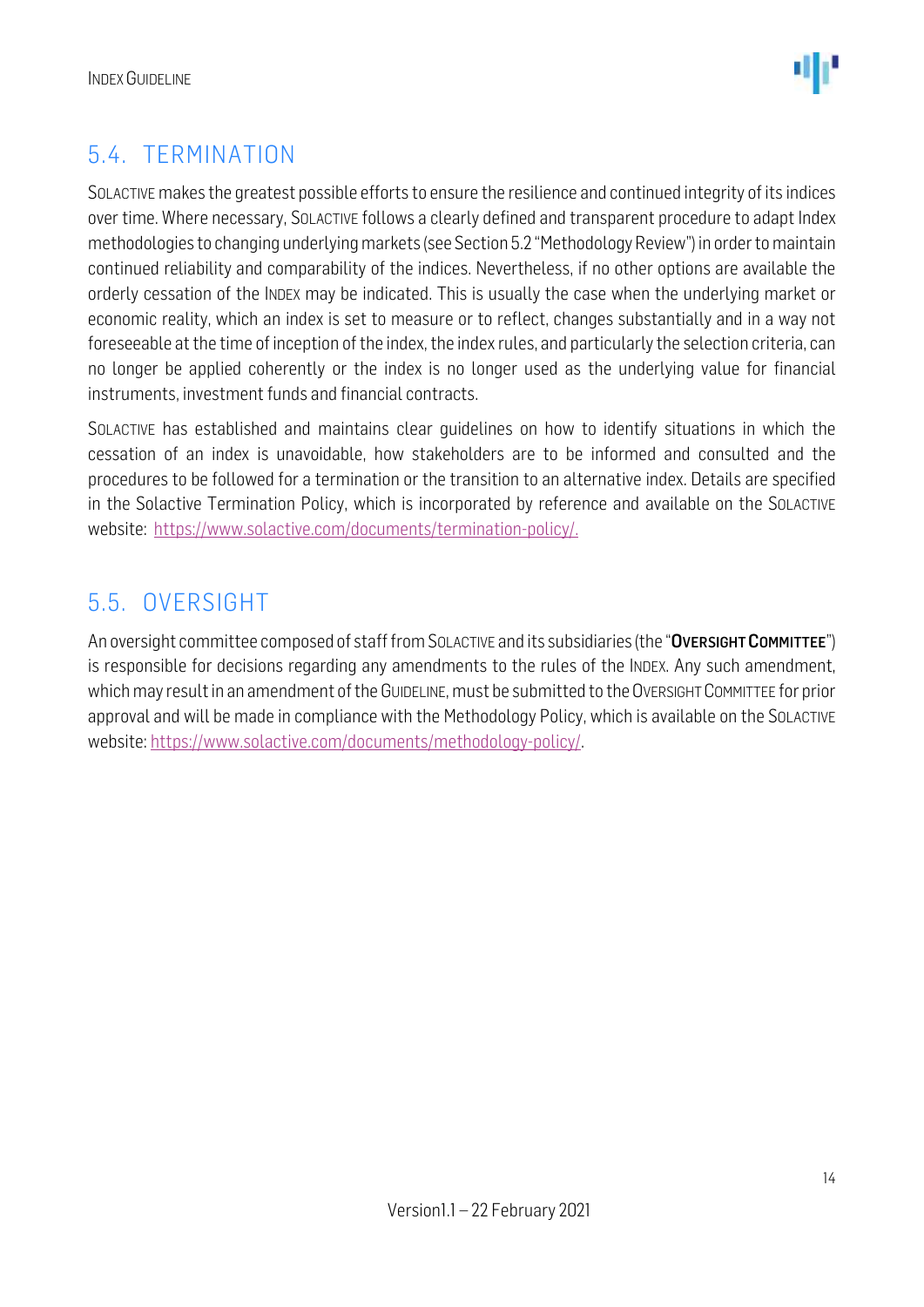## 5.4. TERMINATION

SOLACTIVE makes the greatest possible efforts to ensure the resilience and continued integrity of its indices over time. Where necessary, SOLACTIVE follows a clearly defined and transparent procedure to adapt Index methodologies to changing underlying markets (see Section 5.2 "Methodology Review") in order to maintain continued reliability and comparability of the indices. Nevertheless, if no other options are available the orderly cessation of the INDEX may be indicated. This is usually the case when the underlying market or economic reality, which an index is set to measure or to reflect, changes substantially and in a way not foreseeable at the time of inception of the index, the index rules, and particularly the selection criteria, can no longer be applied coherently or the index is no longer used as the underlying value for financial instruments, investment funds and financial contracts.

SOLACTIVE has established and maintains clear guidelines on how to identify situations in which the cessation of an index is unavoidable, how stakeholders are to be informed and consulted and the procedures to be followed for a termination or the transition to an alternative index. Details are specified in the Solactive Termination Policy, which is incorporated by reference and available on the SOLACTIVE website: https://www.solactive.com/documents/termination-policy/.

## 5.5. OVERSIGHT

An oversight committee composed of staff from SOLACTIVE and its subsidiaries (the "**OVERSIGHT COMMITTEE**") is responsible for decisions regarding any amendments to the rules of the INDEX. Any such amendment, which may result in an amendment of the GUIDELINE, must be submitted to the OVERSIGHT COMMITTEE for prior approval and will be made in compliance with the Methodology Policy, which is available on the SOLACTIVE website: https://www.solactive.com/documents/methodology-policy/.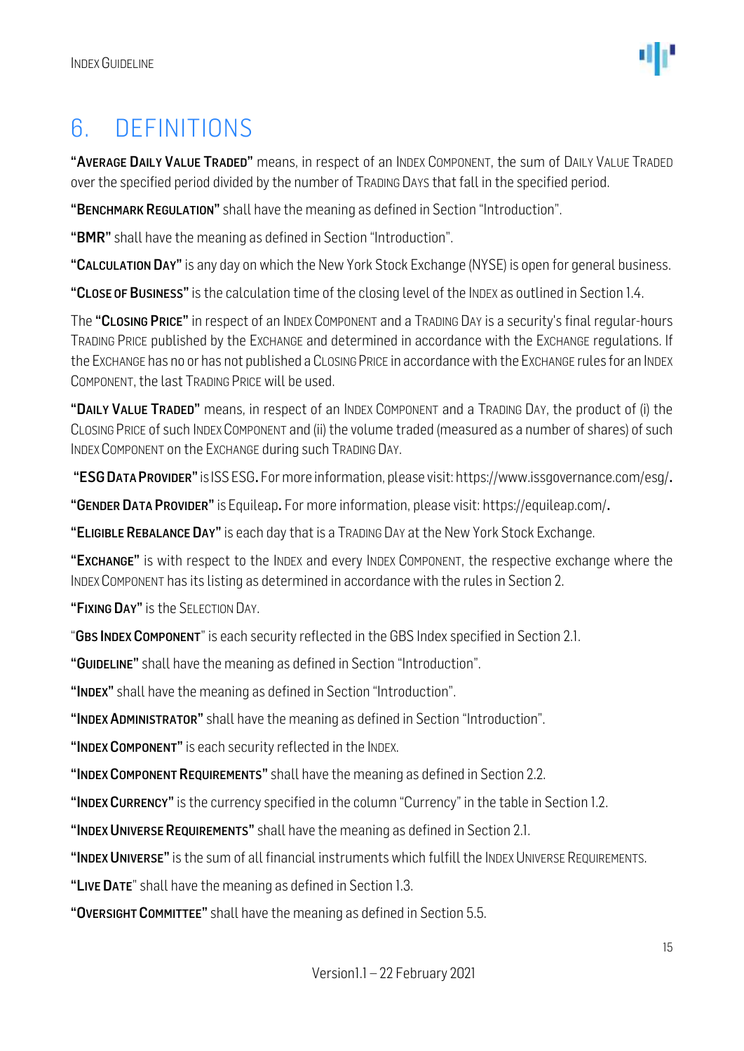# 6. DEFINITIONS

**"AVERAGE DAILY VALUE TRADED"** means, in respect of an INDEX COMPONENT, the sum of DAILY VALUE TRADED over the specified period divided by the number of TRADING DAYS that fall in the specified period.

**"BENCHMARK REGULATION"** shall have the meaning as defined in Section "Introduction".

**"BMR"** shall have the meaning as defined in Section "Introduction".

**"CALCULATION DAY"** is any day on which the New York Stock Exchange (NYSE) is open for general business.

**"CLOSE OF BUSINESS"** is the calculation time of the closing level of the INDEX as outlined in Section 1.4.

The **"CLOSING PRICE"** in respect of an INDEX COMPONENT and a TRADING DAY is a security's final regular-hours TRADING PRICE published by the EXCHANGE and determined in accordance with the EXCHANGE regulations. If the EXCHANGE has no or has not published a CLOSING PRICE in accordance with the EXCHANGE rules for an INDEX COMPONENT, the last TRADING PRICE will be used.

**"DAILY VALUE TRADED"** means, in respect of an INDEX COMPONENT and a TRADING DAY, the product of (i) the CLOSING PRICE of such INDEX COMPONENT and (ii) the volume traded (measured as a number of shares) of such INDEX COMPONENT on the EXCHANGE during such TRADING DAY.

**"ESG DATA PROVIDER"** is ISS ESG**.** For more information, please visit: https://www.issgovernance.com/esg/**.**

**"GENDER DATA PROVIDER"** is Equileap**.** For more information, please visit: https://equileap.com/**.**

**"ELIGIBLE REBALANCE DAY"** is each day that is a TRADING DAY at the New York Stock Exchange.

**"EXCHANGE"** is with respect to the INDEX and every INDEX COMPONENT, the respective exchange where the INDEX COMPONENT has its listing as determined in accordance with the rules in Section 2.

**"FIXING DAY"** is the SELECTION DAY.

"**GBS INDEX COMPONENT**" is each security reflected in the GBS Index specified in Section 2.1.

**"GUIDELINE"** shall have the meaning as defined in Section "Introduction".

**"INDEX"** shall have the meaning as defined in Section "Introduction".

**"INDEX ADMINISTRATOR"** shall have the meaning as defined in Section "Introduction".

**"INDEX COMPONENT"** is each security reflected in the INDEX.

**"INDEX COMPONENT REQUIREMENTS"** shall have the meaning as defined in Section 2.2.

**"INDEX CURRENCY"** is the currency specified in the column "Currency" in the table in Section 1.2.

**"INDEX UNIVERSE REQUIREMENTS"** shall have the meaning as defined in Section 2.1.

**"INDEX UNIVERSE"** is the sum of all financial instruments which fulfill the INDEX UNIVERSE REQUIREMENTS.

**"LIVE DATE"** shall have the meaning as defined in Section 1.3.

**"OVERSIGHT COMMITTEE"** shall have the meaning as defined in Section 5.5.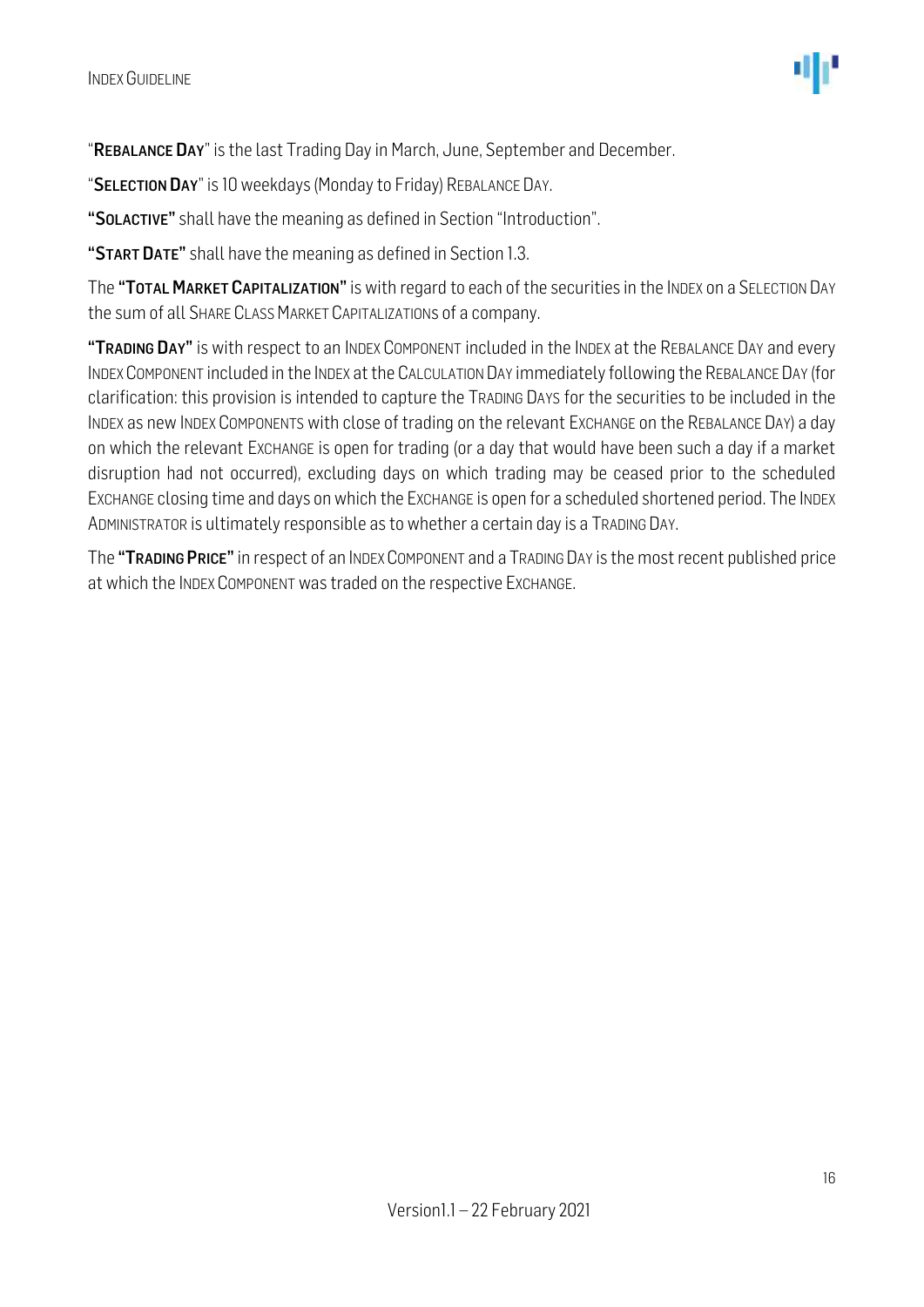"**REBALANCE DAY**" is the last Trading Day in March, June, September and December.

"**SELECTION DAY**" is 10 weekdays (Monday to Friday) REBALANCE DAY.

**"SOLACTIVE"** shall have the meaning as defined in Section "Introduction".

**"START DATE"** shall have the meaning as defined in Section 1.3.

The **"TOTAL MARKET CAPITALIZATION"** is with regard to each of the securities in the INDEX on a SELECTION DAY the sum of all SHARE CLASS MARKET CAPITALIZATIONS of a company.

**"TRADING DAY"** is with respect to an INDEX COMPONENT included in the INDEX at the REBALANCE DAY and every INDEX COMPONENT included in the INDEX at the CALCULATION DAY immediately following the REBALANCE DAY (for clarification: this provision is intended to capture the TRADING DAYS for the securities to be included in the INDEX as new INDEX COMPONENTS with close of trading on the relevant EXCHANGE on the REBALANCE DAY) a day on which the relevant EXCHANGE is open for trading (or a day that would have been such a day if a market disruption had not occurred), excluding days on which trading may be ceased prior to the scheduled EXCHANGE closing time and days on which the EXCHANGE is open for a scheduled shortened period. The INDEX ADMINISTRATOR is ultimately responsible as to whether a certain day is a TRADING DAY.

The **"TRADING PRICE"** in respect of an INDEX COMPONENT and a TRADING DAY is the most recent published price at which the INDEX COMPONENT was traded on the respective EXCHANGE.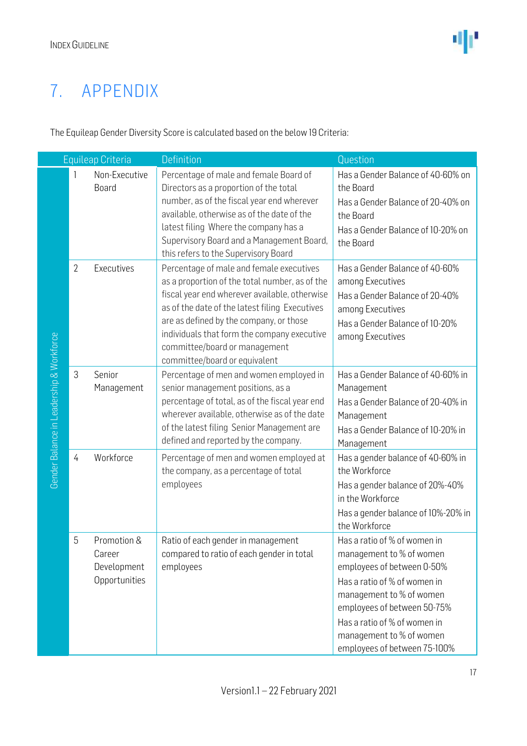# 7. APPENDIX

The Equileap Gender Diversity Score is calculated based on the below 19 Criteria:

| Equileap Criteria | | | Definition | Question |
|---|---|---|---|---|
| Gender Balance in Leadership & Workforce | 1 | Non-Executive Board | Percentage of male and female Board of Directors as a proportion of the total number, as of the fiscal year end wherever available, otherwise as of the date of the latest filing Where the company has a Supervisory Board and a Management Board, this refers to the Supervisory Board | Has a Gender Balance of 40-60% on the Board<br>Has a Gender Balance of 20-40% on the Board<br>Has a Gender Balance of 10-20% on the Board |
| | 2 | Executives | Percentage of male and female executives as a proportion of the total number, as of the fiscal year end wherever available, otherwise as of the date of the latest filing Executives are as defined by the company, or those individuals that form the company executive committee/board or management committee/board or equivalent | Has a Gender Balance of 40-60% among Executives<br>Has a Gender Balance of 20-40% among Executives<br>Has a Gender Balance of 10-20% among Executives |
| | 3 | Senior Management | Percentage of men and women employed in senior management positions, as a percentage of total, as of the fiscal year end wherever available, otherwise as of the date of the latest filing Senior Management are defined and reported by the company. | Has a Gender Balance of 40-60% in Management<br>Has a Gender Balance of 20-40% in Management<br>Has a Gender Balance of 10-20% in Management |
| | 4 | Workforce | Percentage of men and women employed at the company, as a percentage of total employees | Has a gender balance of 40-60% in the Workforce<br>Has a gender balance of 20%-40% in the Workforce<br>Has a gender balance of 10%-20% in the Workforce |
| | 5 | Promotion & Career Development Opportunities | Ratio of each gender in management compared to ratio of each gender in total employees | Has a ratio of % of women in management to % of women employees of between 0-50%<br>Has a ratio of % of women in management to % of women employees of between 50-75%<br>Has a ratio of % of women in management to % of women employees of between 75-100% |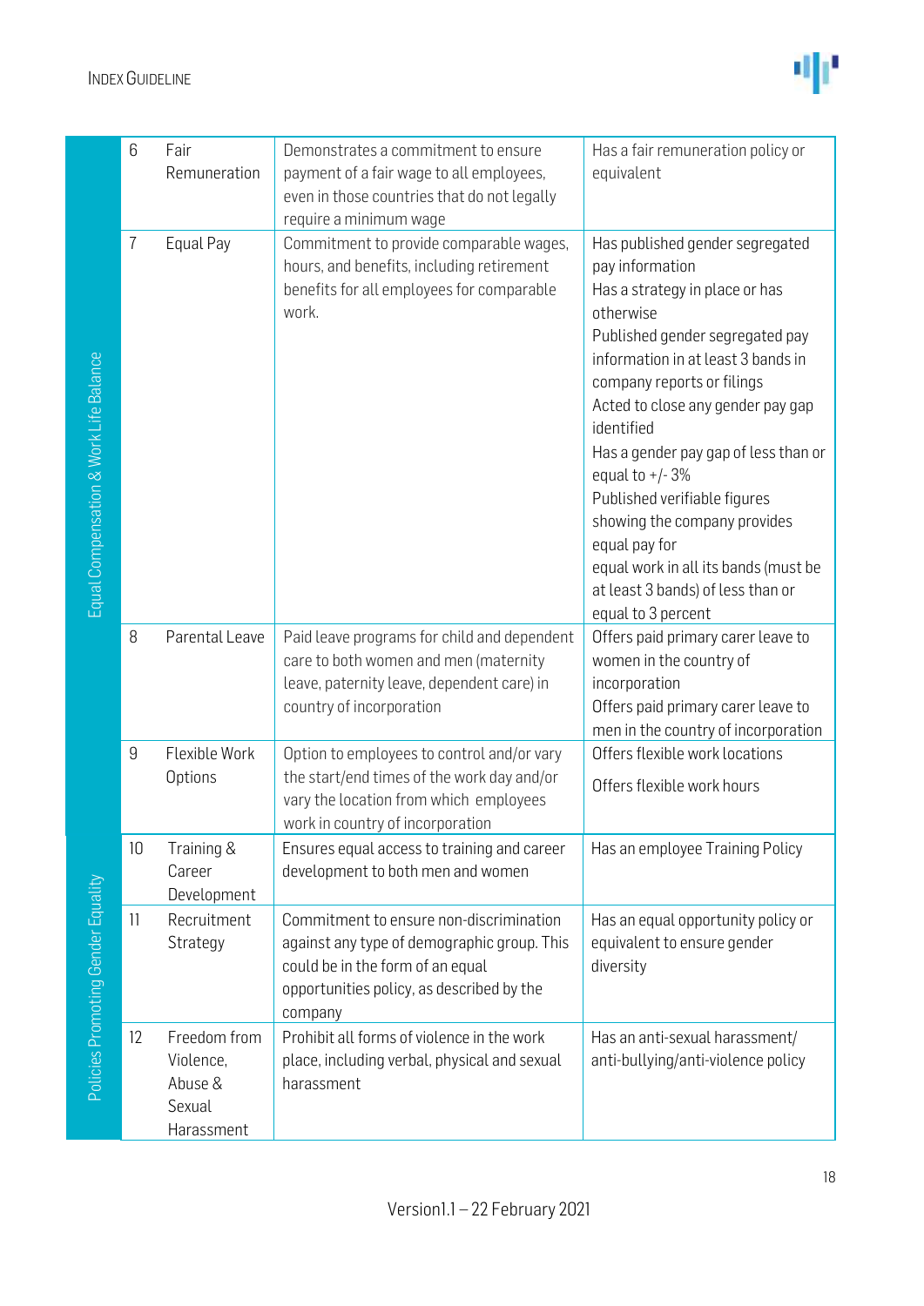| | | | | |
|---|---|---|---|---|
| Equal Compensation & Work Life Balance | 6 | Fair Remuneration | Demonstrates a commitment to ensure payment of a fair wage to all employees, even in those countries that do not legally require a minimum wage | Has a fair remuneration policy or equivalent |
| | 7 | Equal Pay | Commitment to provide comparable wages, hours, and benefits, including retirement benefits for all employees for comparable work. | Has published gender segregated pay information<br>Has a strategy in place or has otherwise<br>Published gender segregated pay information in at least 3 bands in company reports or filings<br>Acted to close any gender pay gap identified<br>Has a gender pay gap of less than or equal to +/- 3%<br>Published verifiable figures showing the company provides equal pay for equal work in all its bands (must be at least 3 bands) of less than or equal to 3 percent |
| | 8 | Parental Leave | Paid leave programs for child and dependent care to both women and men (maternity leave, paternity leave, dependent care) in country of incorporation | Offers paid primary carer leave to women in the country of incorporation<br>Offers paid primary carer leave to men in the country of incorporation |
| | 9 | Flexible Work Options | Option to employees to control and/or vary the start/end times of the work day and/or vary the location from which employees work in country of incorporation | Offers flexible work locations<br>Offers flexible work hours |
| Policies Promoting Gender Equality | 10 | Training & Career Development | Ensures equal access to training and career development to both men and women | Has an employee Training Policy |
| | 11 | Recruitment Strategy | Commitment to ensure non-discrimination against any type of demographic group. This could be in the form of an equal opportunities policy, as described by the company | Has an equal opportunity policy or equivalent to ensure gender diversity |
| | 12 | Freedom from Violence, Abuse & Sexual Harassment | Prohibit all forms of violence in the work place, including verbal, physical and sexual harassment | Has an anti-sexual harassment/ anti-bullying/anti-violence policy |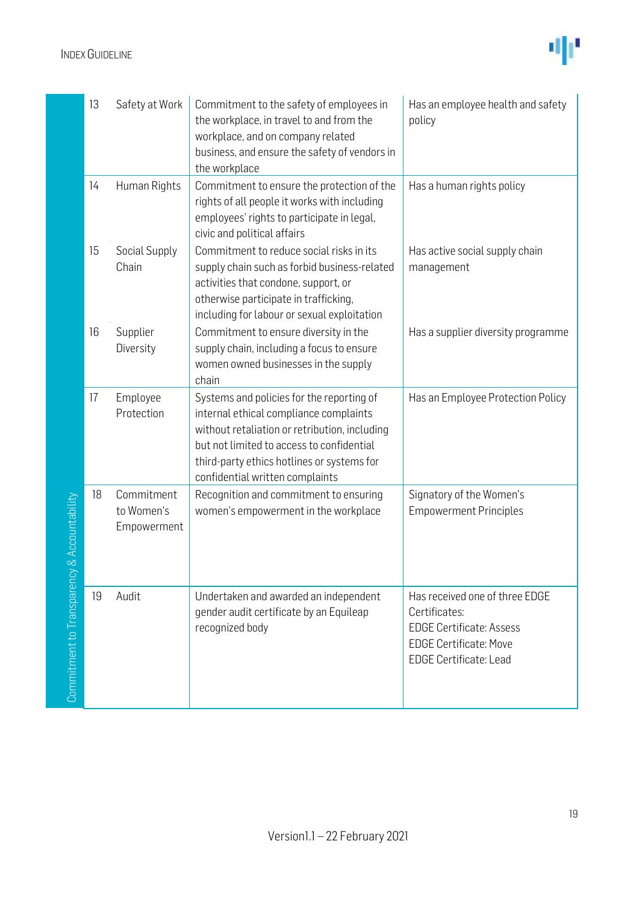| Category | # | Name | Description | Criteria |
|---|---|---|---|---|
| Commitment to Transparency & Accountability | 13 | Safety at Work | Commitment to the safety of employees in the workplace, in travel to and from the workplace, and on company related business, and ensure the safety of vendors in the workplace | Has an employee health and safety policy |
| | 14 | Human Rights | Commitment to ensure the protection of the rights of all people it works with including employees' rights to participate in legal, civic and political affairs | Has a human rights policy |
| | 15 | Social Supply Chain | Commitment to reduce social risks in its supply chain such as forbid business-related activities that condone, support, or otherwise participate in trafficking, including for labour or sexual exploitation | Has active social supply chain management |
| | 16 | Supplier Diversity | Commitment to ensure diversity in the supply chain, including a focus to ensure women owned businesses in the supply chain | Has a supplier diversity programme |
| | 17 | Employee Protection | Systems and policies for the reporting of internal ethical compliance complaints without retaliation or retribution, including but not limited to access to confidential third-party ethics hotlines or systems for confidential written complaints | Has an Employee Protection Policy |
| | 18 | Commitment to Women's Empowerment | Recognition and commitment to ensuring women's empowerment in the workplace | Signatory of the Women's Empowerment Principles |
| | 19 | Audit | Undertaken and awarded an independent gender audit certificate by an Equileap recognized body | Has received one of three EDGE Certificates:<br>EDGE Certificate: Assess<br>EDGE Certificate: Move<br>EDGE Certificate: Lead |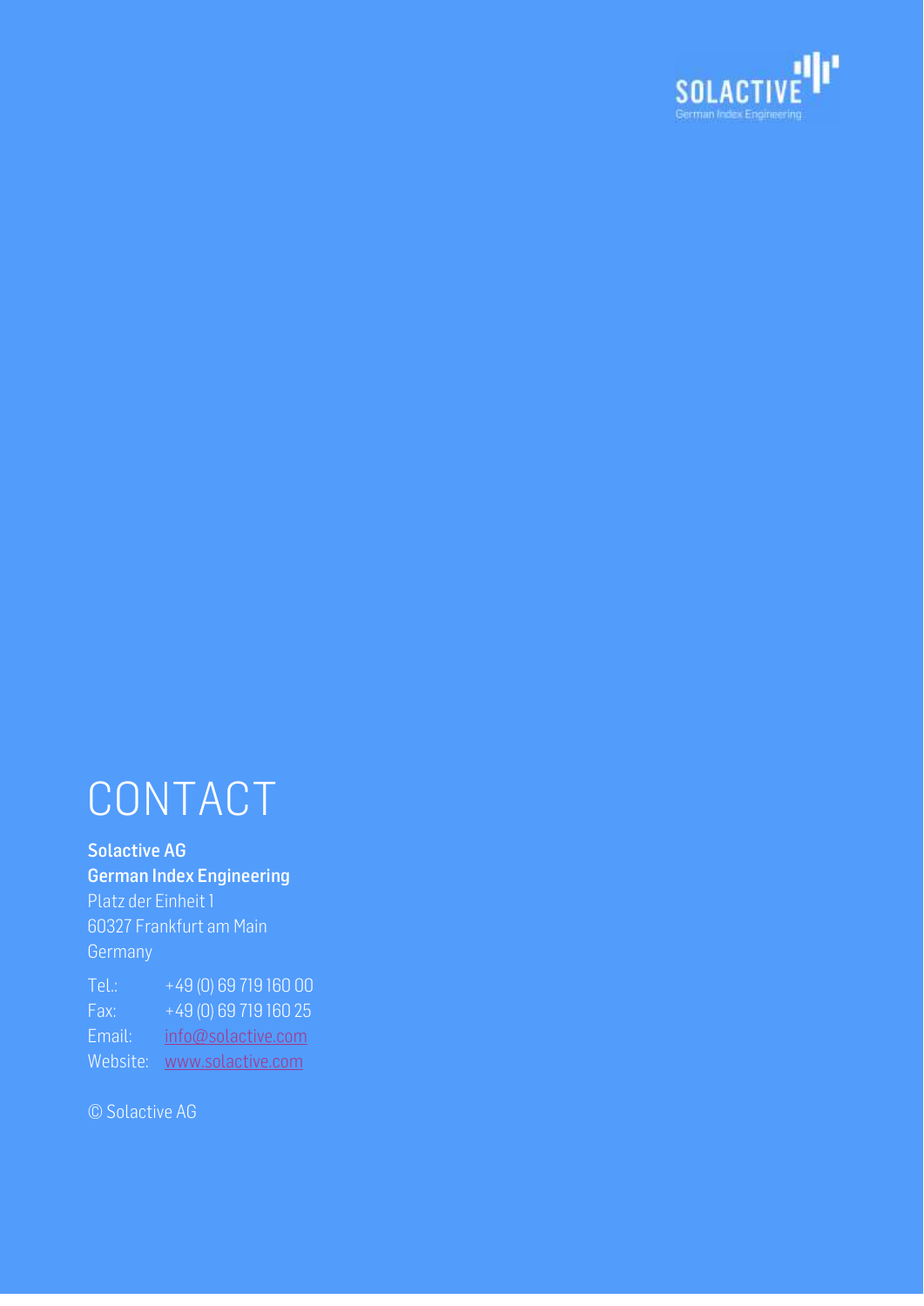# CONTACT

**Solactive AG**
**German Index Engineering**
Platz der Einheit 1
60327 Frankfurt am Main
Germany

Tel.: +49 (0) 69 719 160 00
Fax: +49 (0) 69 719 160 25
Email: info@solactive.com
Website: www.solactive.com

© Solactive AG